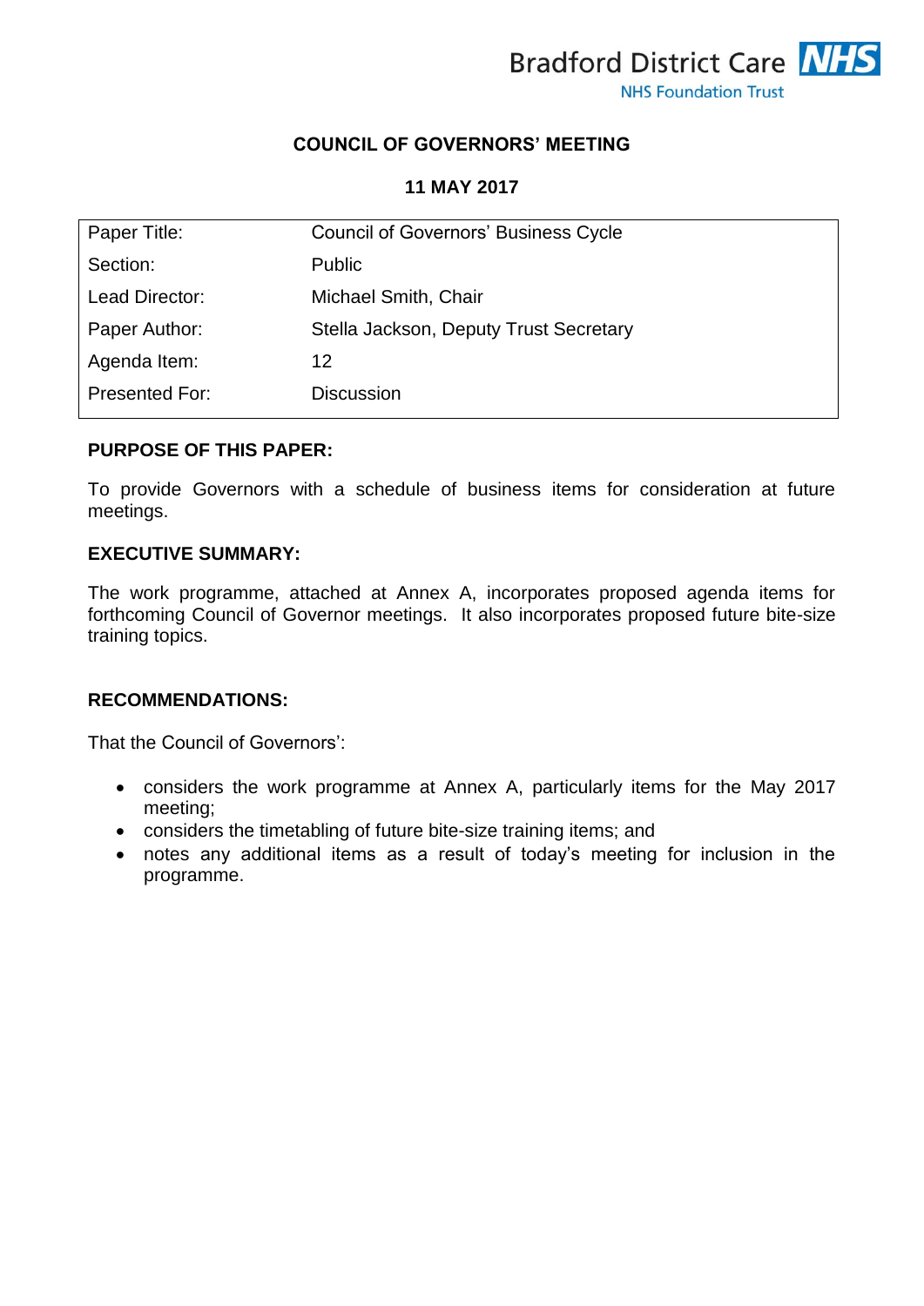Bradford District Care NHS
NHS Foundation Trust

**COUNCIL OF GOVERNORS' MEETING**

**11 MAY 2017**

| | |
|---|---|
| Paper Title: | Council of Governors' Business Cycle |
| Section: | Public |
| Lead Director: | Michael Smith, Chair |
| Paper Author: | Stella Jackson, Deputy Trust Secretary |
| Agenda Item: | 12 |
| Presented For: | Discussion |

**PURPOSE OF THIS PAPER:**

To provide Governors with a schedule of business items for consideration at future meetings.

**EXECUTIVE SUMMARY:**

The work programme, attached at Annex A, incorporates proposed agenda items for forthcoming Council of Governor meetings. It also incorporates proposed future bite-size training topics.

**RECOMMENDATIONS:**

That the Council of Governors':

- considers the work programme at Annex A, particularly items for the May 2017 meeting;
- considers the timetabling of future bite-size training items; and
- notes any additional items as a result of today's meeting for inclusion in the programme.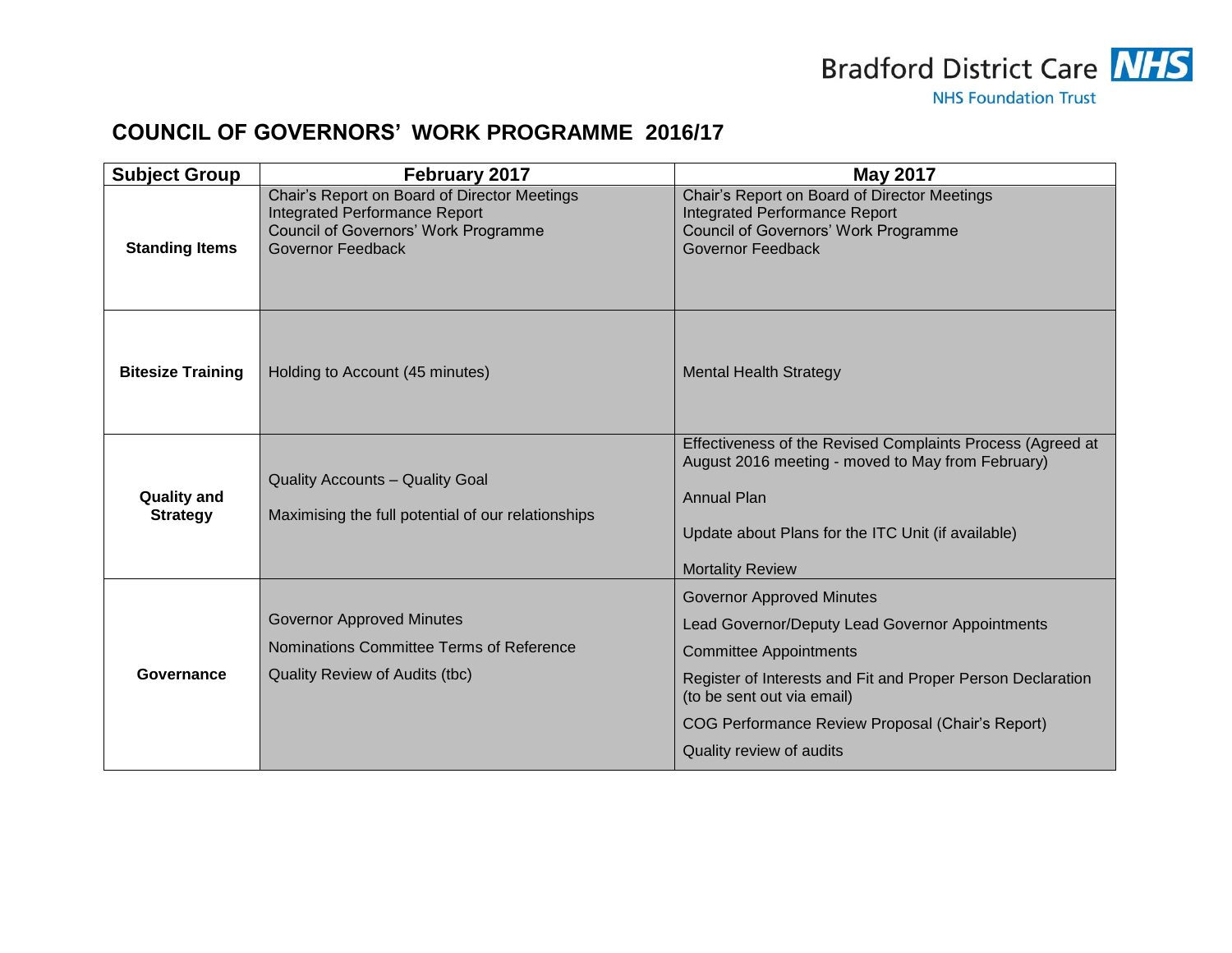# COUNCIL OF GOVERNORS' WORK PROGRAMME 2016/17

| Subject Group | February 2017 | May 2017 |
|---|---|---|
| **Standing Items** | Chair's Report on Board of Director Meetings<br>Integrated Performance Report<br>Council of Governors' Work Programme<br>Governor Feedback | Chair's Report on Board of Director Meetings<br>Integrated Performance Report<br>Council of Governors' Work Programme<br>Governor Feedback |
| **Bitesize Training** | Holding to Account (45 minutes) | Mental Health Strategy |
| **Quality and Strategy** | Quality Accounts – Quality Goal<br><br>Maximising the full potential of our relationships | Effectiveness of the Revised Complaints Process (Agreed at August 2016 meeting - moved to May from February)<br><br>Annual Plan<br><br>Update about Plans for the ITC Unit (if available)<br><br>Mortality Review |
| **Governance** | Governor Approved Minutes<br>Nominations Committee Terms of Reference<br>Quality Review of Audits (tbc) | Governor Approved Minutes<br>Lead Governor/Deputy Lead Governor Appointments<br>Committee Appointments<br>Register of Interests and Fit and Proper Person Declaration (to be sent out via email)<br>COG Performance Review Proposal (Chair's Report)<br>Quality review of audits |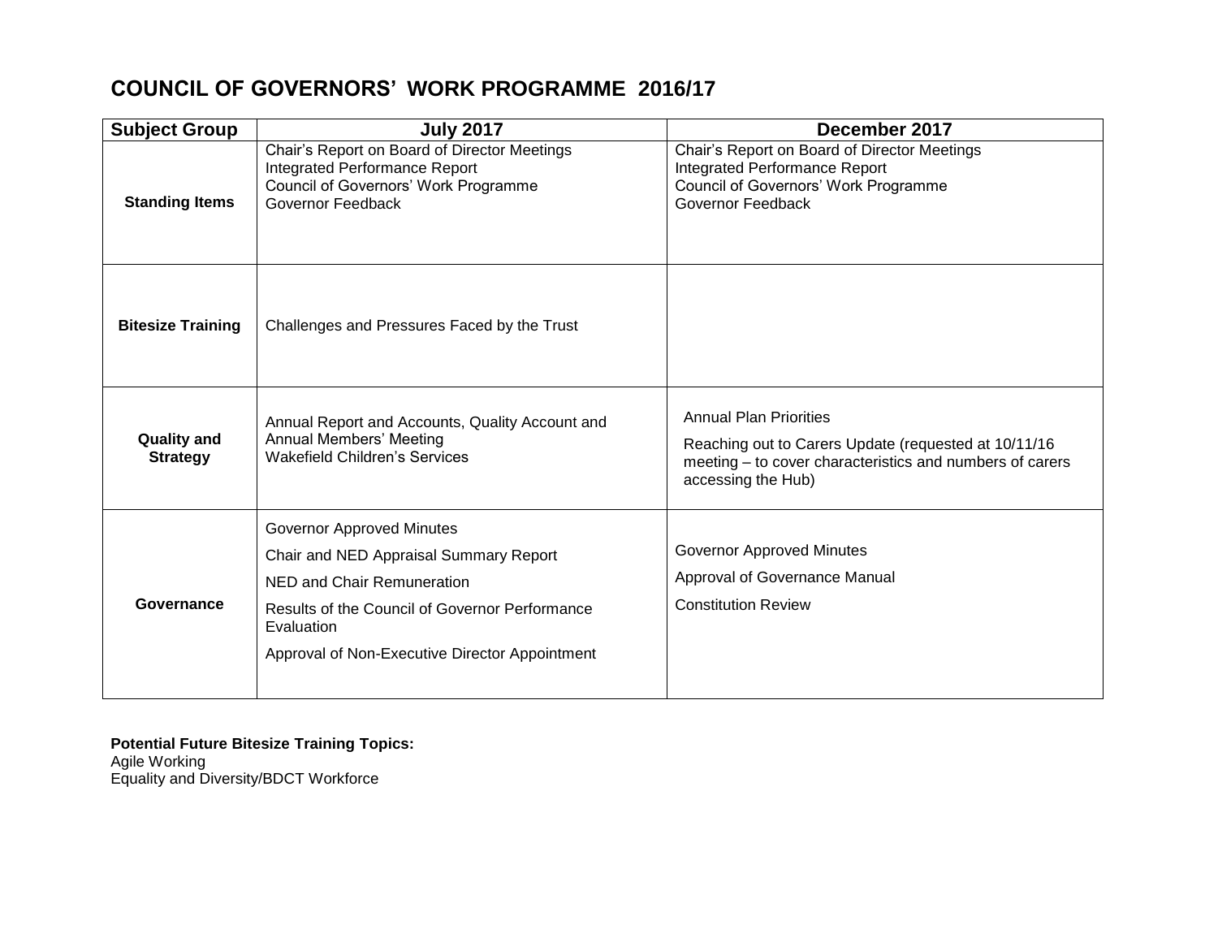## COUNCIL OF GOVERNORS' WORK PROGRAMME 2016/17

| Subject Group | July 2017 | December 2017 |
| --- | --- | --- |
| **Standing Items** | Chair's Report on Board of Director Meetings<br>Integrated Performance Report<br>Council of Governors' Work Programme<br>Governor Feedback | Chair's Report on Board of Director Meetings<br>Integrated Performance Report<br>Council of Governors' Work Programme<br>Governor Feedback |
| **Bitesize Training** | Challenges and Pressures Faced by the Trust | |
| **Quality and Strategy** | Annual Report and Accounts, Quality Account and Annual Members' Meeting<br>Wakefield Children's Services | Annual Plan Priorities<br>Reaching out to Carers Update (requested at 10/11/16 meeting – to cover characteristics and numbers of carers accessing the Hub) |
| **Governance** | Governor Approved Minutes<br>Chair and NED Appraisal Summary Report<br>NED and Chair Remuneration<br>Results of the Council of Governor Performance Evaluation<br>Approval of Non-Executive Director Appointment | Governor Approved Minutes<br>Approval of Governance Manual<br>Constitution Review |

**Potential Future Bitesize Training Topics:**
Agile Working
Equality and Diversity/BDCT Workforce